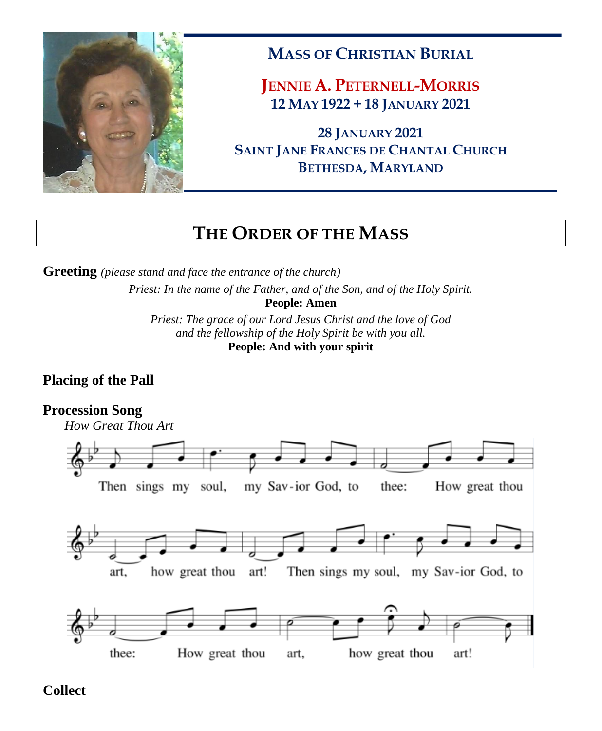# MASS OF CHRISTIAN BURIAL

## JENNIE A. PETERNELL-MORRIS

**12 MAY 1922 + 18 JANUARY 2021**

**28 JANUARY 2021**
**SAINT JANE FRANCES DE CHANTAL CHURCH**
**BETHESDA, MARYLAND**

# THE ORDER OF THE MASS

**Greeting** *(please stand and face the entrance of the church)*

*Priest: In the name of the Father, and of the Son, and of the Holy Spirit.*
**People: Amen**

*Priest: The grace of our Lord Jesus Christ and the love of God and the fellowship of the Holy Spirit be with you all.*
**People: And with your spirit**

**Placing of the Pall**

**Procession Song**

*How Great Thou Art*

Then sings my soul, my Sav-ior God, to thee: How great thou art, how great thou art! Then sings my soul, my Sav-ior God, to thee: How great thou art, how great thou art!

**Collect**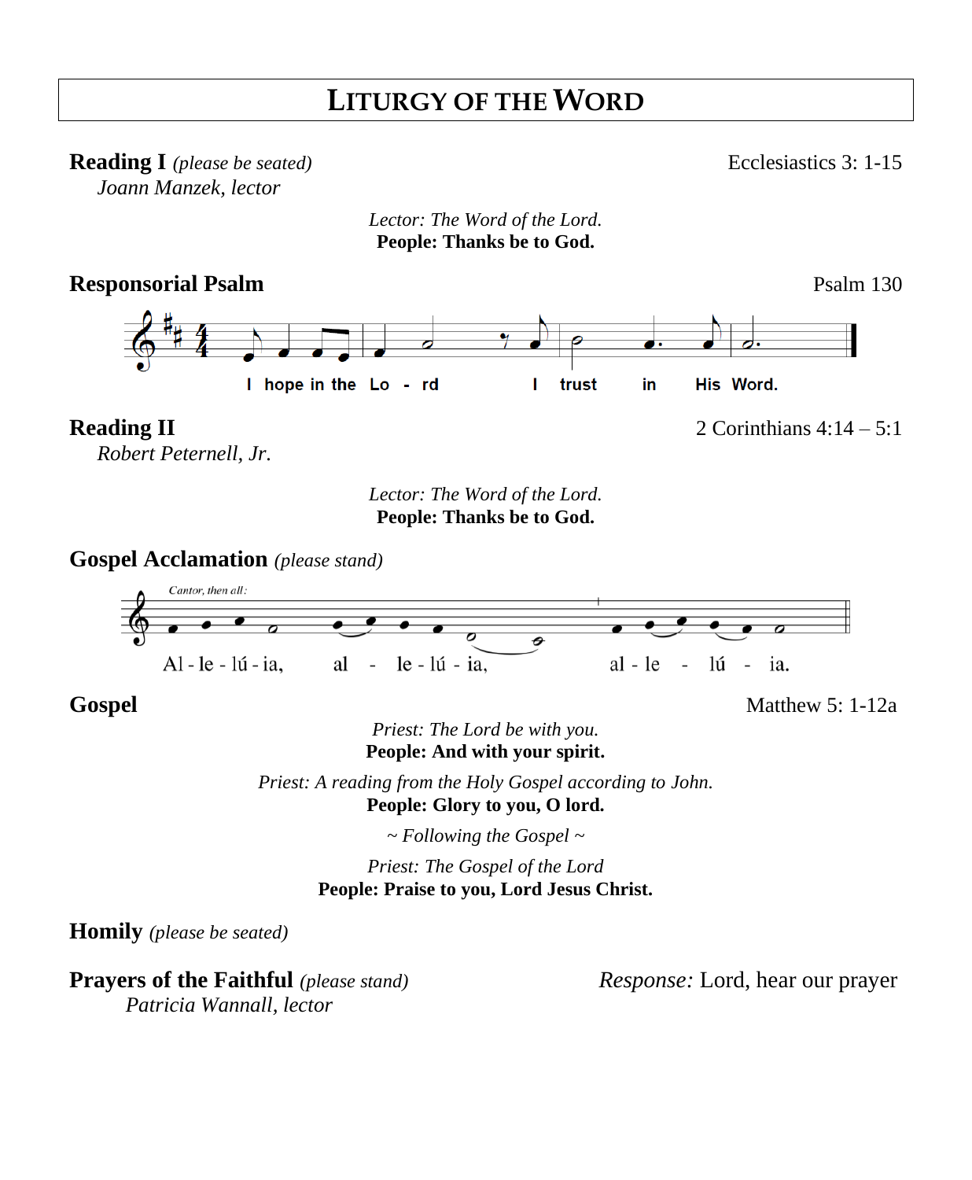# LITURGY OF THE WORD

**Reading I** *(please be seated)* Ecclesiastics 3: 1-15

*Joann Manzek, lector*

*Lector: The Word of the Lord.*
**People: Thanks be to God.**

**Responsorial Psalm** Psalm 130

I hope in the Lo - rd I trust in His Word.

**Reading II** 2 Corinthians 4:14 – 5:1

*Robert Peternell, Jr.*

*Lector: The Word of the Lord.*
**People: Thanks be to God.**

**Gospel Acclamation** *(please stand)*

*Cantor, then all:*

Al - le - lú - ia, al - le - lú - ia, al - le - lú - ia.

**Gospel** Matthew 5: 1-12a

*Priest: The Lord be with you.*
**People: And with your spirit.**

*Priest: A reading from the Holy Gospel according to John.*
**People: Glory to you, O lord.**

*~ Following the Gospel ~*

*Priest: The Gospel of the Lord*
**People: Praise to you, Lord Jesus Christ.**

**Homily** *(please be seated)*

**Prayers of the Faithful** *(please stand)* *Response:* Lord, hear our prayer

*Patricia Wannall, lector*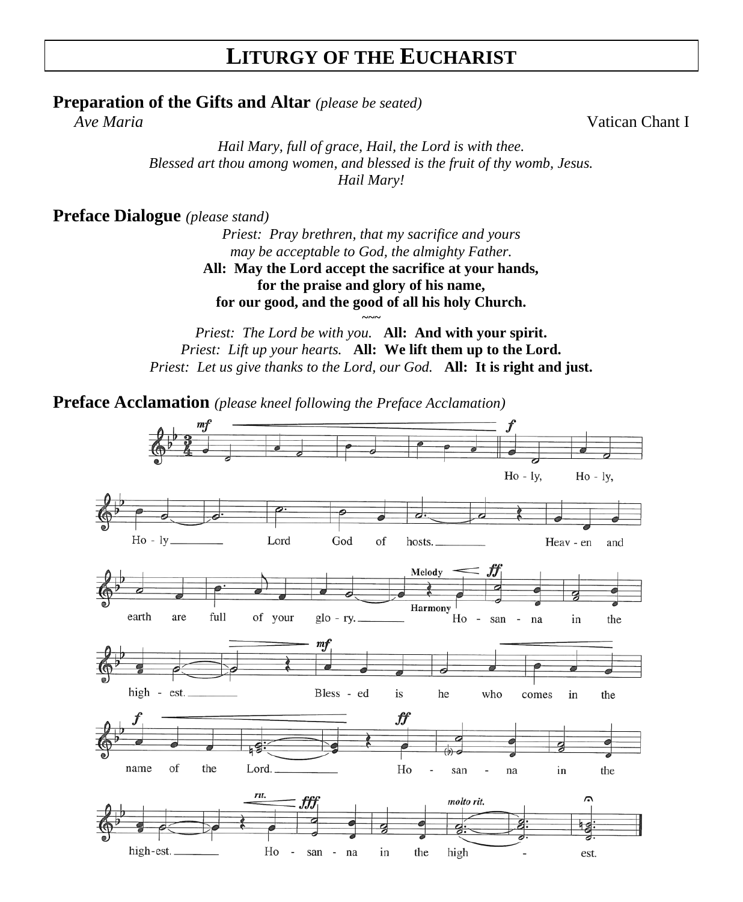# LITURGY OF THE EUCHARIST

**Preparation of the Gifts and Altar** *(please be seated)*

*Ave Maria* Vatican Chant I

*Hail Mary, full of grace, Hail, the Lord is with thee.*
*Blessed art thou among women, and blessed is the fruit of thy womb, Jesus.*
*Hail Mary!*

**Preface Dialogue** *(please stand)*

*Priest: Pray brethren, that my sacrifice and yours*
*may be acceptable to God, the almighty Father.*
**All: May the Lord accept the sacrifice at your hands,**
**for the praise and glory of his name,**
**for our good, and the good of all his holy Church.**

~~~

*Priest: The Lord be with you.* **All: And with your spirit.**
*Priest: Lift up your hearts.* **All: We lift them up to the Lord.**
*Priest: Let us give thanks to the Lord, our God.* **All: It is right and just.**

**Preface Acclamation** *(please kneel following the Preface Acclamation)*

Holy, Holy, Holy Lord God of hosts. Heaven and earth are full of your glory. Hosanna in the highest. Blessed is he who comes in the name of the Lord. Hosanna in the highest. Hosanna in the highest.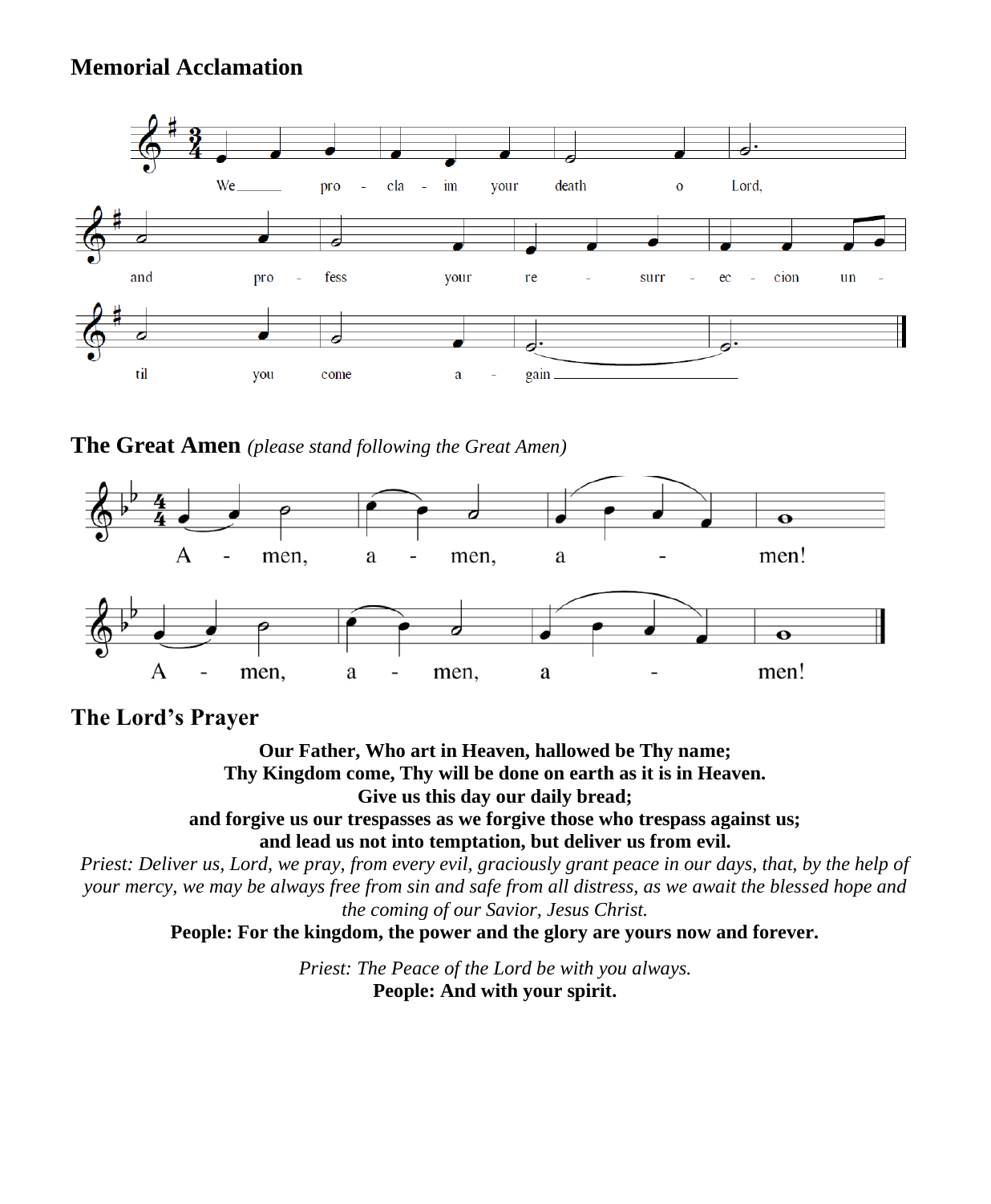## Memorial Acclamation

We proclaim your death o Lord, and profess your resurrection until you come again.

## The Great Amen *(please stand following the Great Amen)*

Amen, amen, amen!
Amen, amen, amen!

## The Lord's Prayer

**Our Father, Who art in Heaven, hallowed be Thy name;**
**Thy Kingdom come, Thy will be done on earth as it is in Heaven.**
**Give us this day our daily bread;**
**and forgive us our trespasses as we forgive those who trespass against us;**
**and lead us not into temptation, but deliver us from evil.**

*Priest: Deliver us, Lord, we pray, from every evil, graciously grant peace in our days, that, by the help of your mercy, we may be always free from sin and safe from all distress, as we await the blessed hope and the coming of our Savior, Jesus Christ.*

**People: For the kingdom, the power and the glory are yours now and forever.**

*Priest: The Peace of the Lord be with you always.*

**People: And with your spirit.**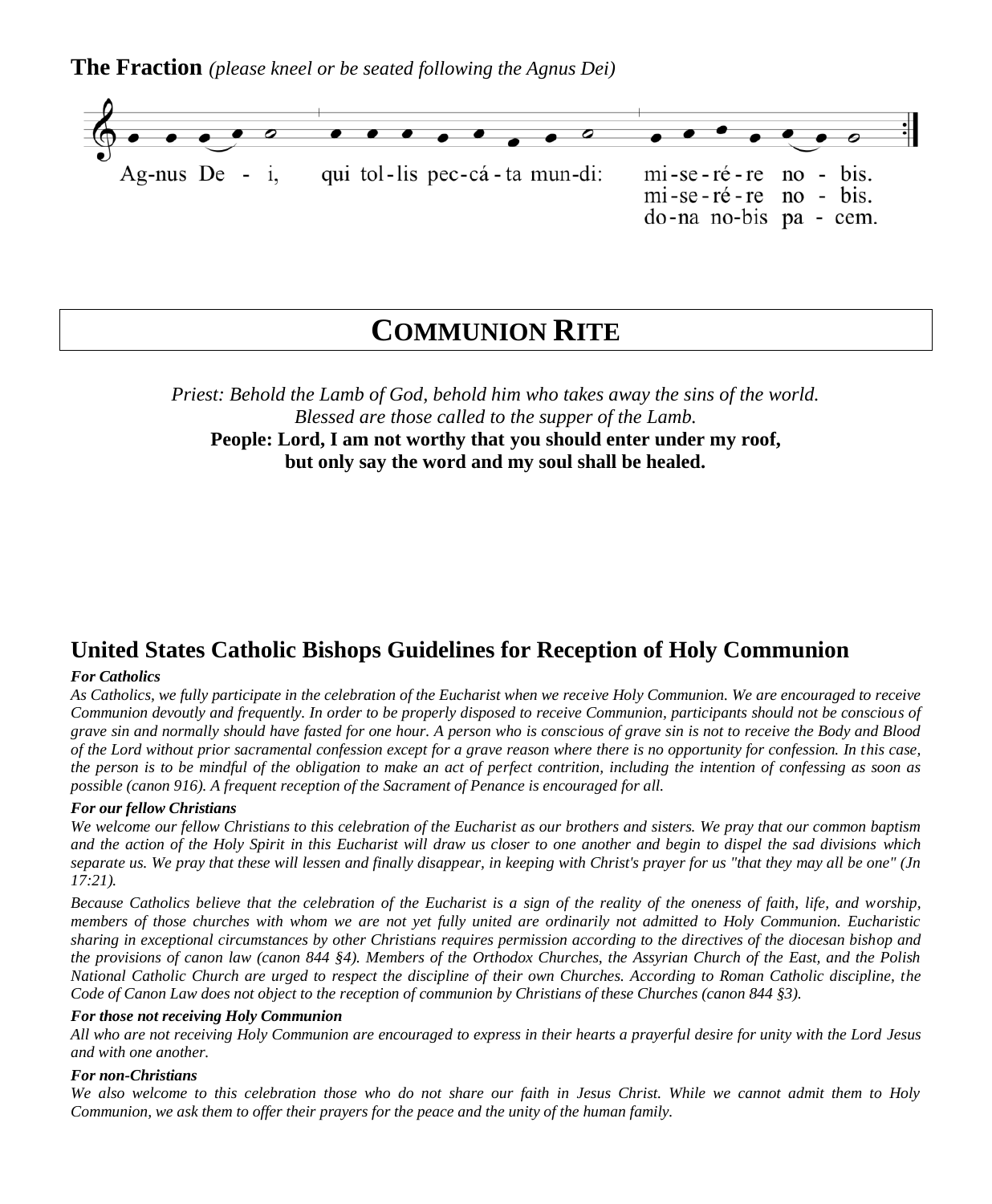**The Fraction** *(please kneel or be seated following the Agnus Dei)*

Ag-nus De - i, qui tol-lis pec-cá-ta mun-di: mi-se-ré-re no - bis.
mi-se-ré-re no - bis.
do-na no-bis pa - cem.

# COMMUNION RITE

*Priest: Behold the Lamb of God, behold him who takes away the sins of the world.*
*Blessed are those called to the supper of the Lamb.*
**People: Lord, I am not worthy that you should enter under my roof,**
**but only say the word and my soul shall be healed.**

## United States Catholic Bishops Guidelines for Reception of Holy Communion

***For Catholics***

*As Catholics, we fully participate in the celebration of the Eucharist when we receive Holy Communion. We are encouraged to receive Communion devoutly and frequently. In order to be properly disposed to receive Communion, participants should not be conscious of grave sin and normally should have fasted for one hour. A person who is conscious of grave sin is not to receive the Body and Blood of the Lord without prior sacramental confession except for a grave reason where there is no opportunity for confession. In this case, the person is to be mindful of the obligation to make an act of perfect contrition, including the intention of confessing as soon as possible (canon 916). A frequent reception of the Sacrament of Penance is encouraged for all.*

***For our fellow Christians***

*We welcome our fellow Christians to this celebration of the Eucharist as our brothers and sisters. We pray that our common baptism and the action of the Holy Spirit in this Eucharist will draw us closer to one another and begin to dispel the sad divisions which separate us. We pray that these will lessen and finally disappear, in keeping with Christ's prayer for us "that they may all be one" (Jn 17:21).*

*Because Catholics believe that the celebration of the Eucharist is a sign of the reality of the oneness of faith, life, and worship, members of those churches with whom we are not yet fully united are ordinarily not admitted to Holy Communion. Eucharistic sharing in exceptional circumstances by other Christians requires permission according to the directives of the diocesan bishop and the provisions of canon law (canon 844 §4). Members of the Orthodox Churches, the Assyrian Church of the East, and the Polish National Catholic Church are urged to respect the discipline of their own Churches. According to Roman Catholic discipline, the Code of Canon Law does not object to the reception of communion by Christians of these Churches (canon 844 §3).*

***For those not receiving Holy Communion***

*All who are not receiving Holy Communion are encouraged to express in their hearts a prayerful desire for unity with the Lord Jesus and with one another.*

***For non-Christians***

*We also welcome to this celebration those who do not share our faith in Jesus Christ. While we cannot admit them to Holy Communion, we ask them to offer their prayers for the peace and the unity of the human family.*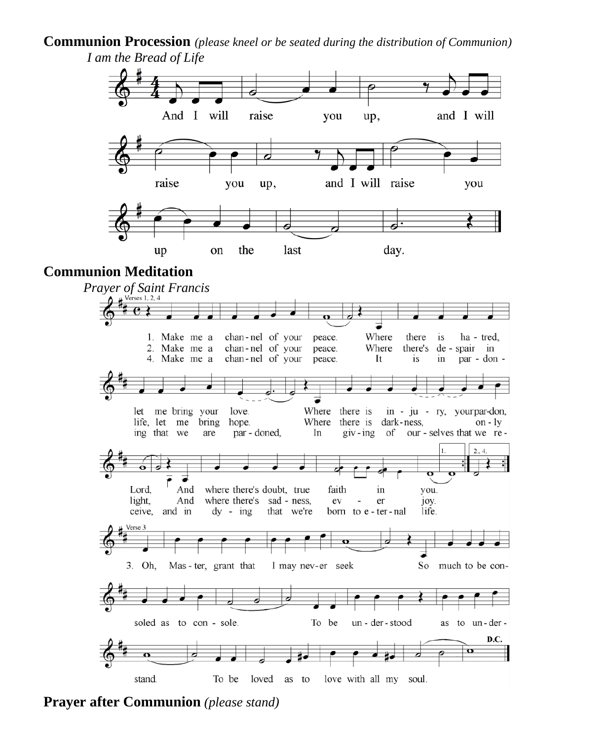**Communion Procession** *(please kneel or be seated during the distribution of Communion)*

*I am the Bread of Life*

And I will raise you up, and I will raise you up, and I will raise you up on the last day.

**Communion Meditation**

*Prayer of Saint Francis*

Verses 1, 2, 4

1. Make me a channel of your peace. Where there is hatred, let me bring your love. Where there is injury, your pardon, Lord, And where there's doubt, true faith in you.
2. Make me a channel of your peace. Where there's despair in life, let me bring hope. Where there is darkness, only light, And where there's sadness, ever joy.
4. Make me a channel of your peace. It is in pardoning that we are pardoned, In giving of ourselves that we receive, and in dying that we're born to eternal life.

Verse 3

3. Oh, Master, grant that I may never seek So much to be consoled as to console. To be understood as to understand. To be loved as to love with all my soul.

D.C.

**Prayer after Communion** *(please stand)*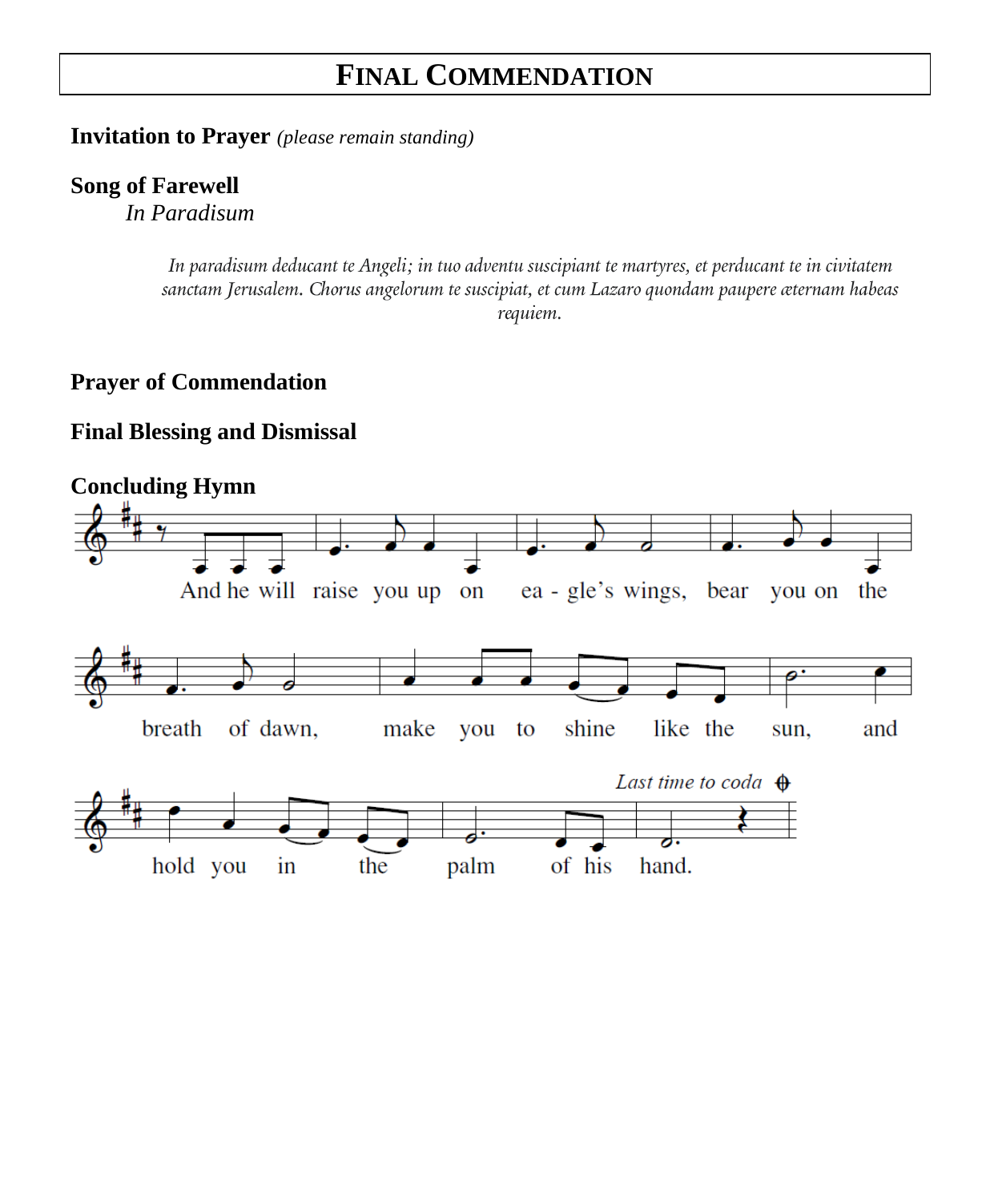# Final Commendation

**Invitation to Prayer** *(please remain standing)*

**Song of Farewell**

*In Paradisum*

*In paradisum deducant te Angeli; in tuo adventu suscipiant te martyres, et perducant te in civitatem sanctam Jerusalem. Chorus angelorum te suscipiat, et cum Lazaro quondam paupere æternam habeas requiem.*

**Prayer of Commendation**

**Final Blessing and Dismissal**

**Concluding Hymn**

And he will raise you up on ea - gle's wings, bear you on the breath of dawn, make you to shine like the sun, and hold you in the palm of his hand.

*Last time to coda*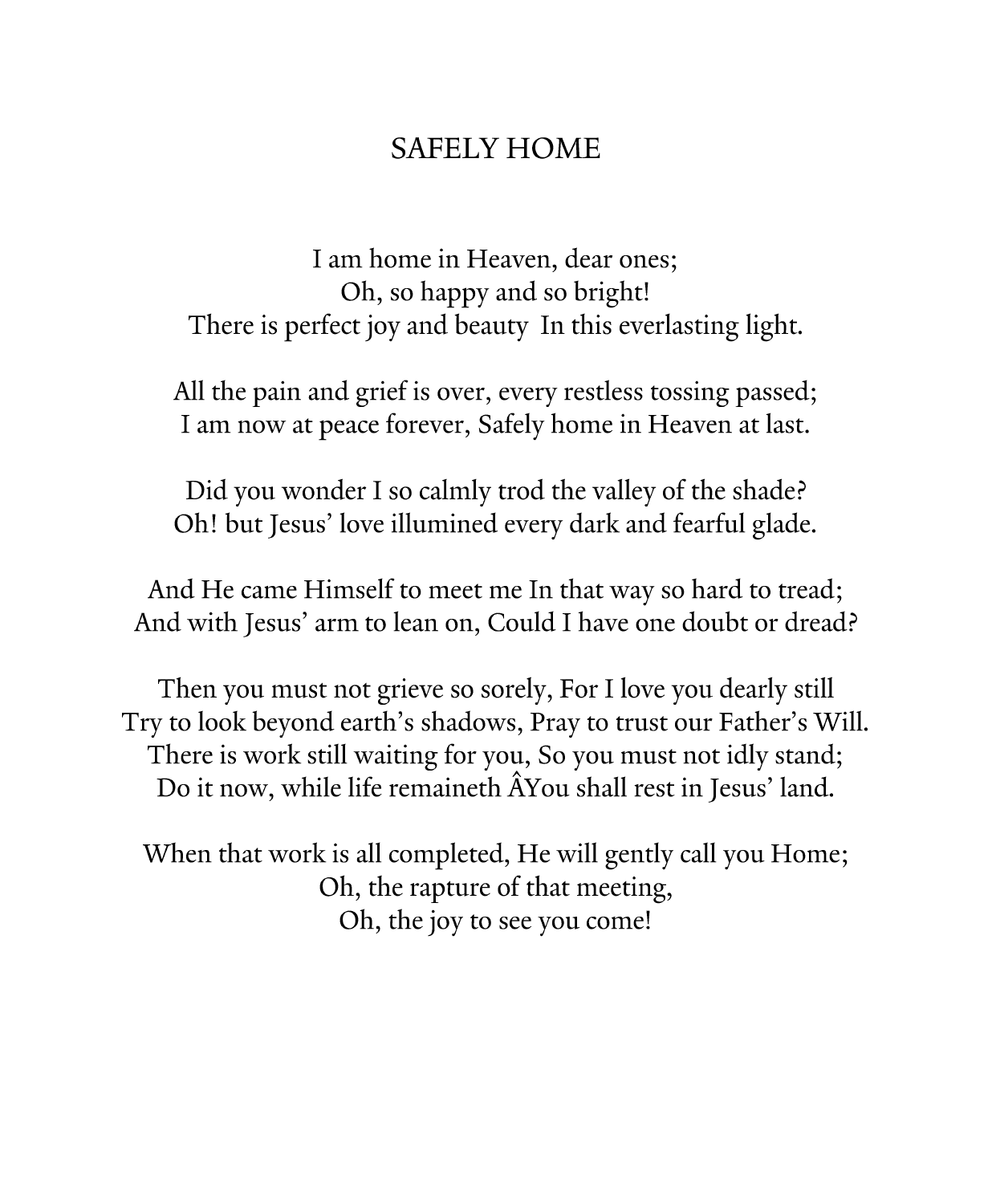# SAFELY HOME

I am home in Heaven, dear ones;  
Oh, so happy and so bright!  
There is perfect joy and beauty  In this everlasting light.

All the pain and grief is over, every restless tossing passed;  
I am now at peace forever, Safely home in Heaven at last.

Did you wonder I so calmly trod the valley of the shade?  
Oh! but Jesus' love illumined every dark and fearful glade.

And He came Himself to meet me In that way so hard to tread;  
And with Jesus' arm to lean on, Could I have one doubt or dread?

Then you must not grieve so sorely, For I love you dearly still  
Try to look beyond earth's shadows, Pray to trust our Father's Will.  
There is work still waiting for you, So you must not idly stand;  
Do it now, while life remaineth ÂYou shall rest in Jesus' land.

When that work is all completed, He will gently call you Home;  
Oh, the rapture of that meeting,  
Oh, the joy to see you come!